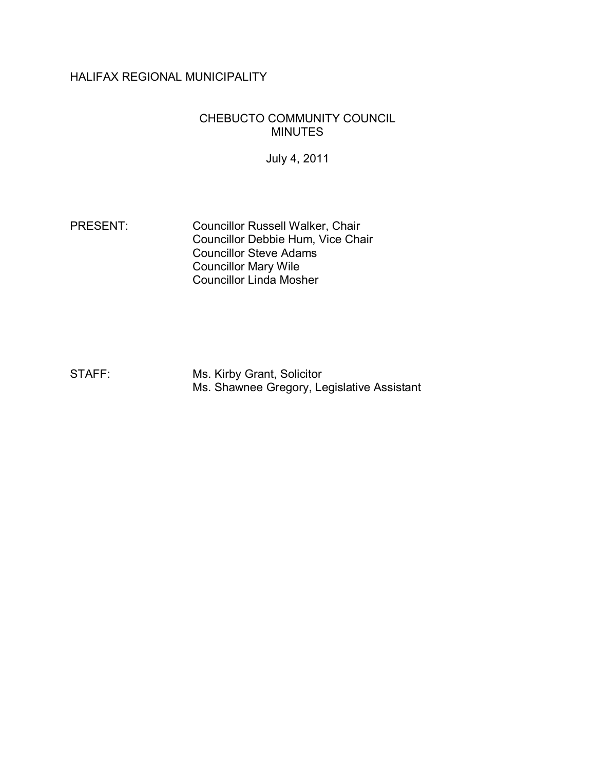HALIFAX REGIONAL MUNICIPALITY

# CHEBUCTO COMMUNITY COUNCIL MINUTES

July 4, 2011

PRESENT: Councillor Russell Walker, Chair
Councillor Debbie Hum, Vice Chair
Councillor Steve Adams
Councillor Mary Wile
Councillor Linda Mosher

STAFF: Ms. Kirby Grant, Solicitor
Ms. Shawnee Gregory, Legislative Assistant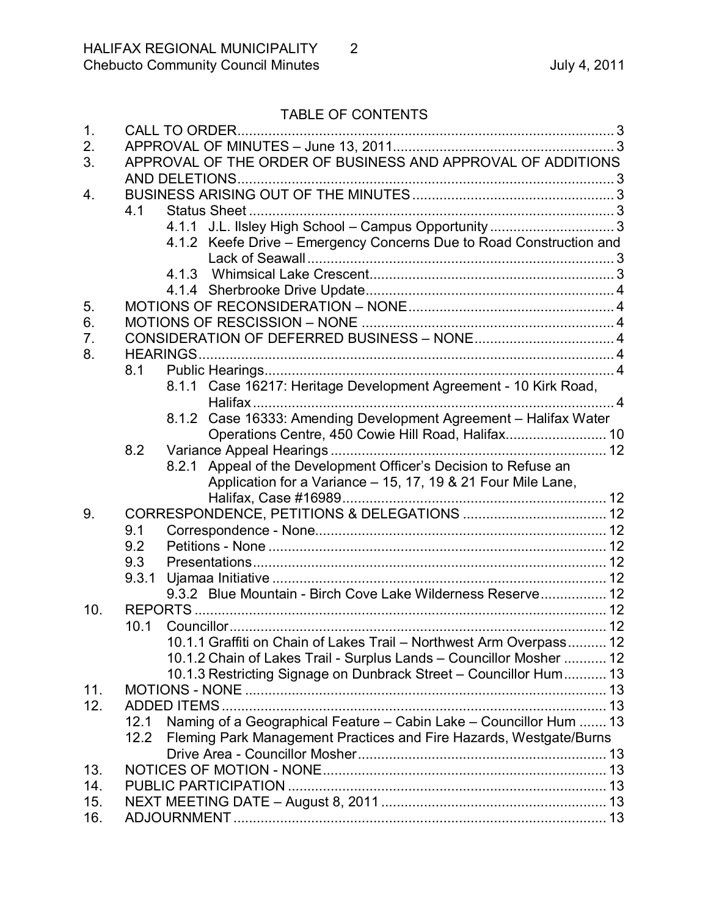## TABLE OF CONTENTS

1. CALL TO ORDER .... 3
2. APPROVAL OF MINUTES – June 13, 2011 .... 3
3. APPROVAL OF THE ORDER OF BUSINESS AND APPROVAL OF ADDITIONS AND DELETIONS .... 3
4. BUSINESS ARISING OUT OF THE MINUTES .... 3
   - 4.1 Status Sheet .... 3
     - 4.1.1 J.L. Ilsley High School – Campus Opportunity .... 3
     - 4.1.2 Keefe Drive – Emergency Concerns Due to Road Construction and Lack of Seawall .... 3
     - 4.1.3 Whimsical Lake Crescent .... 3
     - 4.1.4 Sherbrooke Drive Update .... 4
5. MOTIONS OF RECONSIDERATION – NONE .... 4
6. MOTIONS OF RESCISSION – NONE .... 4
7. CONSIDERATION OF DEFERRED BUSINESS – NONE .... 4
8. HEARINGS .... 4
   - 8.1 Public Hearings .... 4
     - 8.1.1 Case 16217: Heritage Development Agreement - 10 Kirk Road, Halifax .... 4
     - 8.1.2 Case 16333: Amending Development Agreement – Halifax Water Operations Centre, 450 Cowie Hill Road, Halifax .... 10
   - 8.2 Variance Appeal Hearings .... 12
     - 8.2.1 Appeal of the Development Officer's Decision to Refuse an Application for a Variance – 15, 17, 19 & 21 Four Mile Lane, Halifax, Case #16989 .... 12
9. CORRESPONDENCE, PETITIONS & DELEGATIONS .... 12
   - 9.1 Correspondence - None .... 12
   - 9.2 Petitions - None .... 12
   - 9.3 Presentations .... 12
   - 9.3.1 Ujamaa Initiative .... 12
     - 9.3.2 Blue Mountain - Birch Cove Lake Wilderness Reserve .... 12
10. REPORTS .... 12
    - 10.1 Councillor .... 12
      - 10.1.1 Graffiti on Chain of Lakes Trail – Northwest Arm Overpass .... 12
      - 10.1.2 Chain of Lakes Trail - Surplus Lands – Councillor Mosher .... 12
      - 10.1.3 Restricting Signage on Dunbrack Street – Councillor Hum .... 13
11. MOTIONS - NONE .... 13
12. ADDED ITEMS .... 13
    - 12.1 Naming of a Geographical Feature – Cabin Lake – Councillor Hum .... 13
    - 12.2 Fleming Park Management Practices and Fire Hazards, Westgate/Burns Drive Area - Councillor Mosher .... 13
13. NOTICES OF MOTION - NONE .... 13
14. PUBLIC PARTICIPATION .... 13
15. NEXT MEETING DATE – August 8, 2011 .... 13
16. ADJOURNMENT .... 13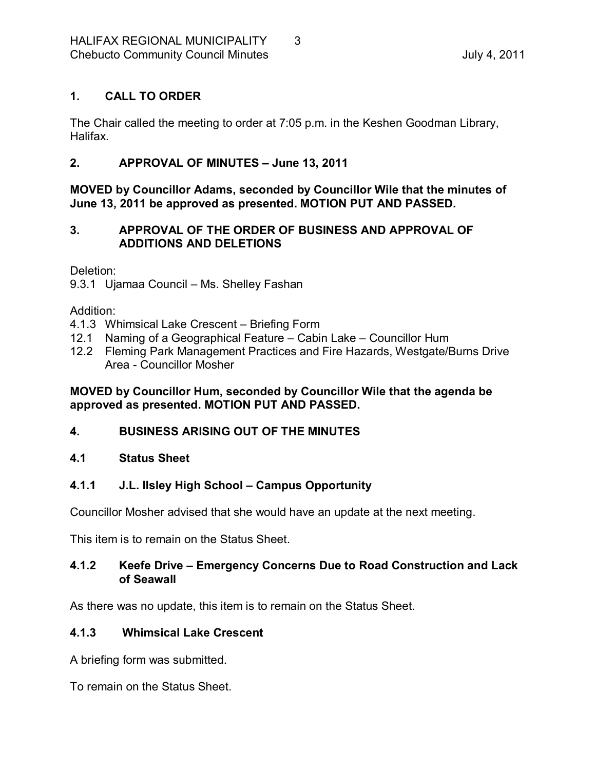## 1. CALL TO ORDER

The Chair called the meeting to order at 7:05 p.m. in the Keshen Goodman Library, Halifax.

## 2. APPROVAL OF MINUTES – June 13, 2011

**MOVED by Councillor Adams, seconded by Councillor Wile that the minutes of June 13, 2011 be approved as presented. MOTION PUT AND PASSED.**

## 3. APPROVAL OF THE ORDER OF BUSINESS AND APPROVAL OF ADDITIONS AND DELETIONS

Deletion:
9.3.1 Ujamaa Council – Ms. Shelley Fashan

Addition:
4.1.3 Whimsical Lake Crescent – Briefing Form
12.1 Naming of a Geographical Feature – Cabin Lake – Councillor Hum
12.2 Fleming Park Management Practices and Fire Hazards, Westgate/Burns Drive Area - Councillor Mosher

**MOVED by Councillor Hum, seconded by Councillor Wile that the agenda be approved as presented. MOTION PUT AND PASSED.**

## 4. BUSINESS ARISING OUT OF THE MINUTES

### 4.1 Status Sheet

#### 4.1.1 J.L. Ilsley High School – Campus Opportunity

Councillor Mosher advised that she would have an update at the next meeting.

This item is to remain on the Status Sheet.

#### 4.1.2 Keefe Drive – Emergency Concerns Due to Road Construction and Lack of Seawall

As there was no update, this item is to remain on the Status Sheet.

#### 4.1.3 Whimsical Lake Crescent

A briefing form was submitted.

To remain on the Status Sheet.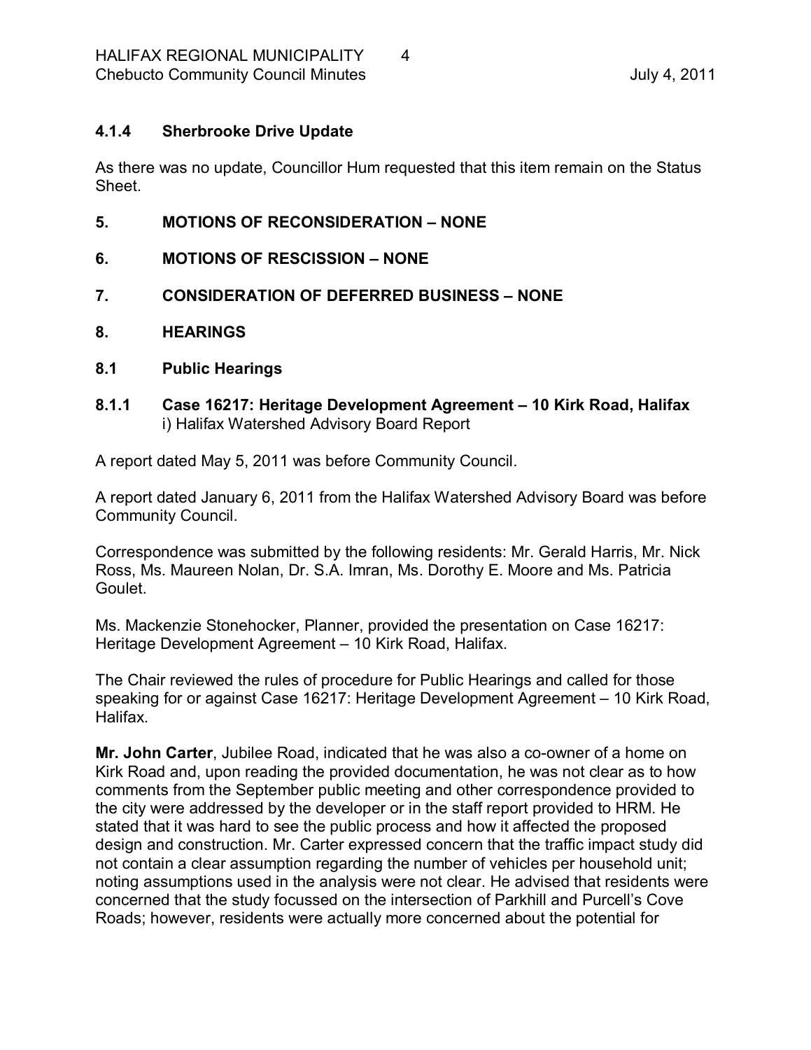**4.1.4 Sherbrooke Drive Update**

As there was no update, Councillor Hum requested that this item remain on the Status Sheet.

**5. MOTIONS OF RECONSIDERATION – NONE**

**6. MOTIONS OF RESCISSION – NONE**

**7. CONSIDERATION OF DEFERRED BUSINESS – NONE**

**8. HEARINGS**

**8.1 Public Hearings**

**8.1.1 Case 16217: Heritage Development Agreement – 10 Kirk Road, Halifax**
i) Halifax Watershed Advisory Board Report

A report dated May 5, 2011 was before Community Council.

A report dated January 6, 2011 from the Halifax Watershed Advisory Board was before Community Council.

Correspondence was submitted by the following residents: Mr. Gerald Harris, Mr. Nick Ross, Ms. Maureen Nolan, Dr. S.A. Imran, Ms. Dorothy E. Moore and Ms. Patricia Goulet.

Ms. Mackenzie Stonehocker, Planner, provided the presentation on Case 16217: Heritage Development Agreement – 10 Kirk Road, Halifax.

The Chair reviewed the rules of procedure for Public Hearings and called for those speaking for or against Case 16217: Heritage Development Agreement – 10 Kirk Road, Halifax.

**Mr. John Carter**, Jubilee Road, indicated that he was also a co-owner of a home on Kirk Road and, upon reading the provided documentation, he was not clear as to how comments from the September public meeting and other correspondence provided to the city were addressed by the developer or in the staff report provided to HRM. He stated that it was hard to see the public process and how it affected the proposed design and construction. Mr. Carter expressed concern that the traffic impact study did not contain a clear assumption regarding the number of vehicles per household unit; noting assumptions used in the analysis were not clear. He advised that residents were concerned that the study focussed on the intersection of Parkhill and Purcell's Cove Roads; however, residents were actually more concerned about the potential for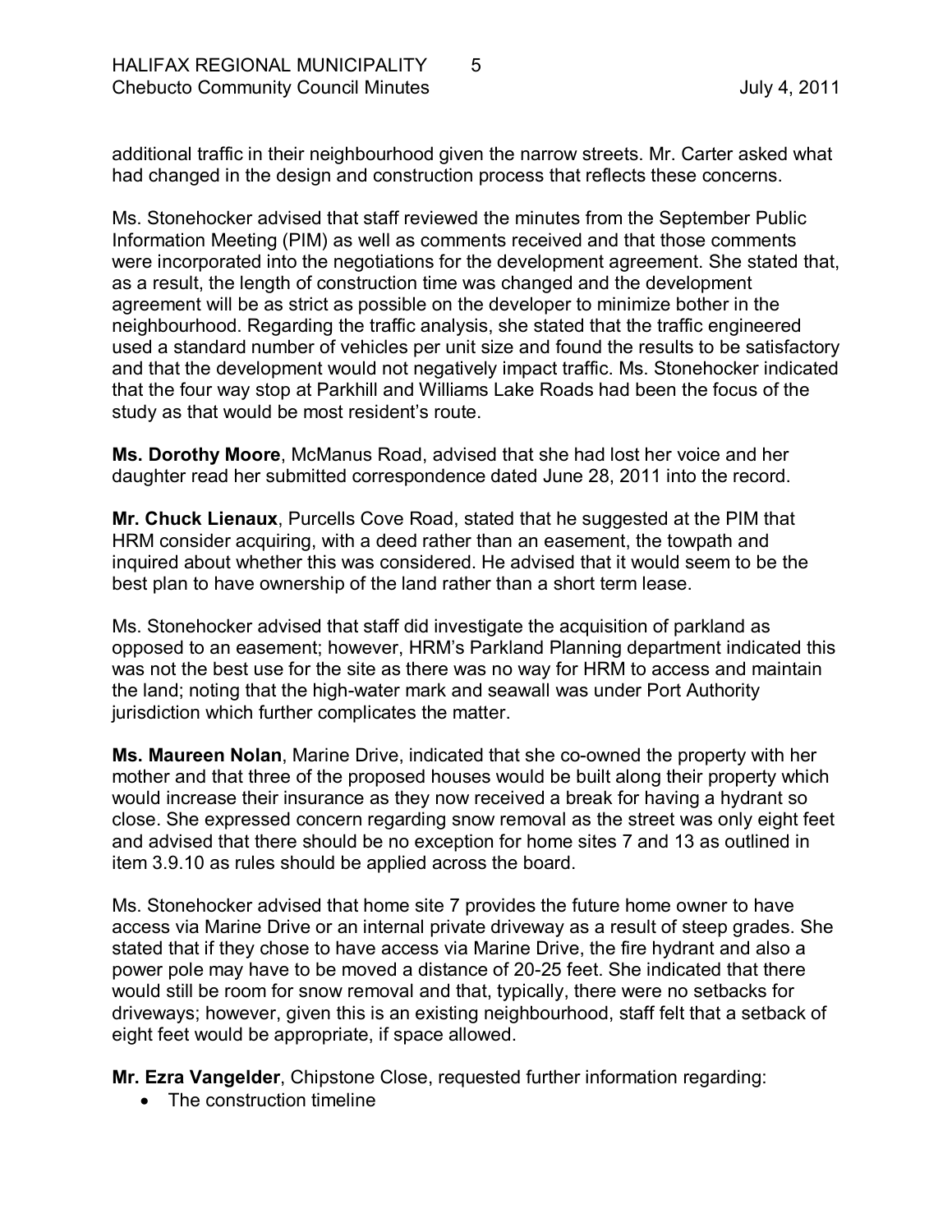additional traffic in their neighbourhood given the narrow streets. Mr. Carter asked what had changed in the design and construction process that reflects these concerns.

Ms. Stonehocker advised that staff reviewed the minutes from the September Public Information Meeting (PIM) as well as comments received and that those comments were incorporated into the negotiations for the development agreement. She stated that, as a result, the length of construction time was changed and the development agreement will be as strict as possible on the developer to minimize bother in the neighbourhood. Regarding the traffic analysis, she stated that the traffic engineered used a standard number of vehicles per unit size and found the results to be satisfactory and that the development would not negatively impact traffic. Ms. Stonehocker indicated that the four way stop at Parkhill and Williams Lake Roads had been the focus of the study as that would be most resident's route.

**Ms. Dorothy Moore**, McManus Road, advised that she had lost her voice and her daughter read her submitted correspondence dated June 28, 2011 into the record.

**Mr. Chuck Lienaux**, Purcells Cove Road, stated that he suggested at the PIM that HRM consider acquiring, with a deed rather than an easement, the towpath and inquired about whether this was considered. He advised that it would seem to be the best plan to have ownership of the land rather than a short term lease.

Ms. Stonehocker advised that staff did investigate the acquisition of parkland as opposed to an easement; however, HRM's Parkland Planning department indicated this was not the best use for the site as there was no way for HRM to access and maintain the land; noting that the high-water mark and seawall was under Port Authority jurisdiction which further complicates the matter.

**Ms. Maureen Nolan**, Marine Drive, indicated that she co-owned the property with her mother and that three of the proposed houses would be built along their property which would increase their insurance as they now received a break for having a hydrant so close. She expressed concern regarding snow removal as the street was only eight feet and advised that there should be no exception for home sites 7 and 13 as outlined in item 3.9.10 as rules should be applied across the board.

Ms. Stonehocker advised that home site 7 provides the future home owner to have access via Marine Drive or an internal private driveway as a result of steep grades. She stated that if they chose to have access via Marine Drive, the fire hydrant and also a power pole may have to be moved a distance of 20-25 feet. She indicated that there would still be room for snow removal and that, typically, there were no setbacks for driveways; however, given this is an existing neighbourhood, staff felt that a setback of eight feet would be appropriate, if space allowed.

**Mr. Ezra Vangelder**, Chipstone Close, requested further information regarding:

- The construction timeline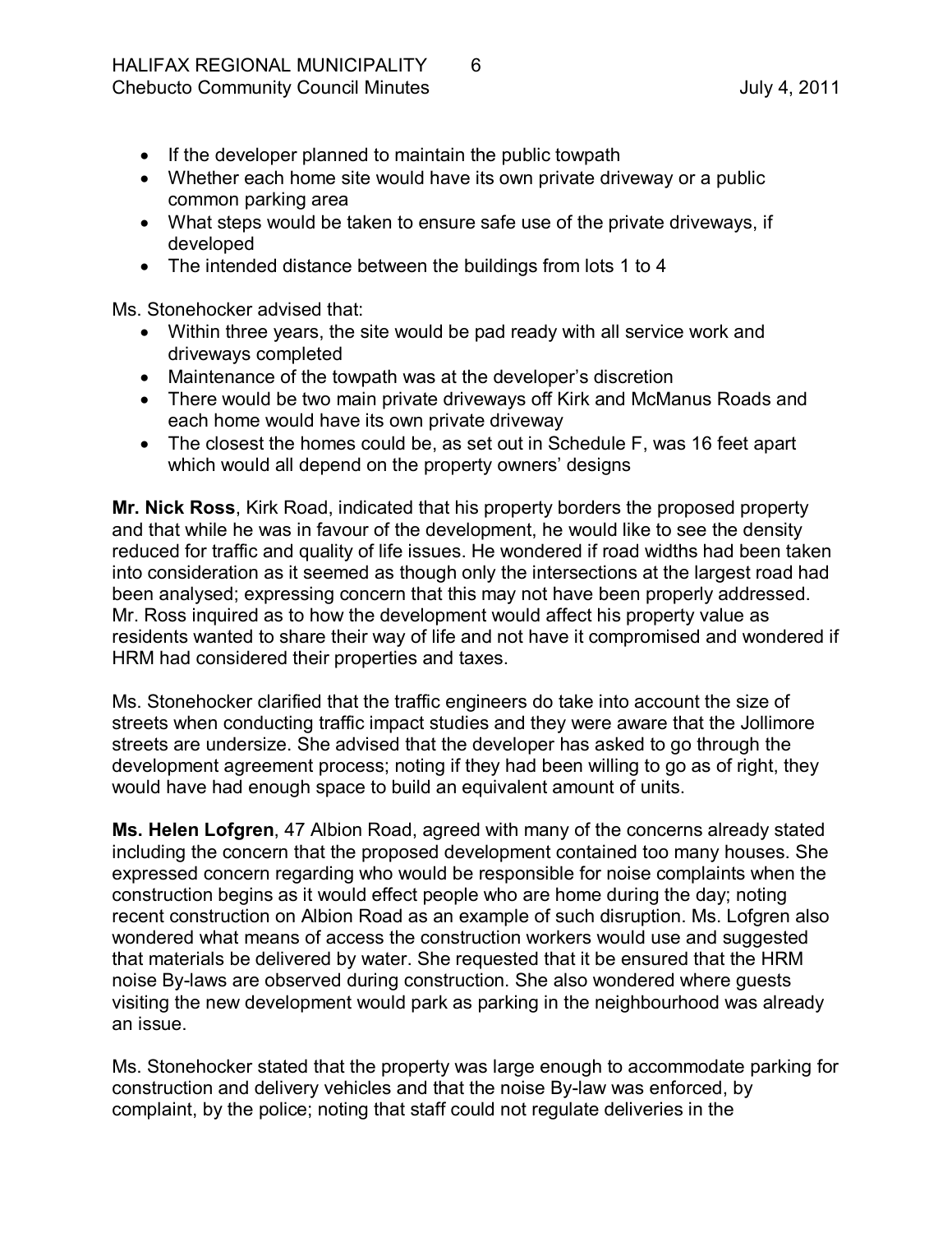- If the developer planned to maintain the public towpath
- Whether each home site would have its own private driveway or a public common parking area
- What steps would be taken to ensure safe use of the private driveways, if developed
- The intended distance between the buildings from lots 1 to 4

Ms. Stonehocker advised that:

- Within three years, the site would be pad ready with all service work and driveways completed
- Maintenance of the towpath was at the developer's discretion
- There would be two main private driveways off Kirk and McManus Roads and each home would have its own private driveway
- The closest the homes could be, as set out in Schedule F, was 16 feet apart which would all depend on the property owners' designs

**Mr. Nick Ross**, Kirk Road, indicated that his property borders the proposed property and that while he was in favour of the development, he would like to see the density reduced for traffic and quality of life issues. He wondered if road widths had been taken into consideration as it seemed as though only the intersections at the largest road had been analysed; expressing concern that this may not have been properly addressed. Mr. Ross inquired as to how the development would affect his property value as residents wanted to share their way of life and not have it compromised and wondered if HRM had considered their properties and taxes.

Ms. Stonehocker clarified that the traffic engineers do take into account the size of streets when conducting traffic impact studies and they were aware that the Jollimore streets are undersize. She advised that the developer has asked to go through the development agreement process; noting if they had been willing to go as of right, they would have had enough space to build an equivalent amount of units.

**Ms. Helen Lofgren**, 47 Albion Road, agreed with many of the concerns already stated including the concern that the proposed development contained too many houses. She expressed concern regarding who would be responsible for noise complaints when the construction begins as it would effect people who are home during the day; noting recent construction on Albion Road as an example of such disruption. Ms. Lofgren also wondered what means of access the construction workers would use and suggested that materials be delivered by water. She requested that it be ensured that the HRM noise By-laws are observed during construction. She also wondered where guests visiting the new development would park as parking in the neighbourhood was already an issue.

Ms. Stonehocker stated that the property was large enough to accommodate parking for construction and delivery vehicles and that the noise By-law was enforced, by complaint, by the police; noting that staff could not regulate deliveries in the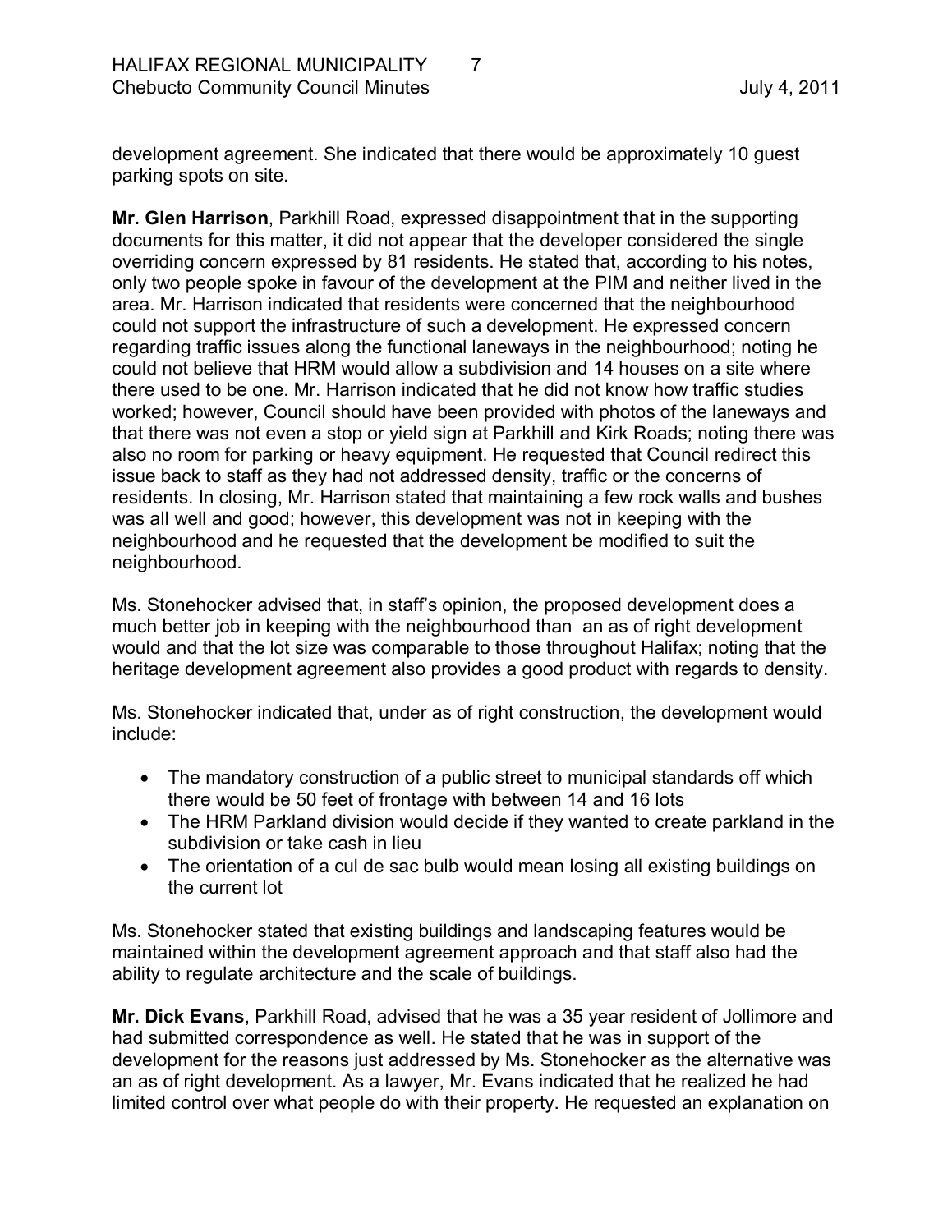development agreement. She indicated that there would be approximately 10 guest parking spots on site.

**Mr. Glen Harrison**, Parkhill Road, expressed disappointment that in the supporting documents for this matter, it did not appear that the developer considered the single overriding concern expressed by 81 residents. He stated that, according to his notes, only two people spoke in favour of the development at the PIM and neither lived in the area. Mr. Harrison indicated that residents were concerned that the neighbourhood could not support the infrastructure of such a development. He expressed concern regarding traffic issues along the functional laneways in the neighbourhood; noting he could not believe that HRM would allow a subdivision and 14 houses on a site where there used to be one. Mr. Harrison indicated that he did not know how traffic studies worked; however, Council should have been provided with photos of the laneways and that there was not even a stop or yield sign at Parkhill and Kirk Roads; noting there was also no room for parking or heavy equipment. He requested that Council redirect this issue back to staff as they had not addressed density, traffic or the concerns of residents. In closing, Mr. Harrison stated that maintaining a few rock walls and bushes was all well and good; however, this development was not in keeping with the neighbourhood and he requested that the development be modified to suit the neighbourhood.

Ms. Stonehocker advised that, in staff's opinion, the proposed development does a much better job in keeping with the neighbourhood than an as of right development would and that the lot size was comparable to those throughout Halifax; noting that the heritage development agreement also provides a good product with regards to density.

Ms. Stonehocker indicated that, under as of right construction, the development would include:

- The mandatory construction of a public street to municipal standards off which there would be 50 feet of frontage with between 14 and 16 lots
- The HRM Parkland division would decide if they wanted to create parkland in the subdivision or take cash in lieu
- The orientation of a cul de sac bulb would mean losing all existing buildings on the current lot

Ms. Stonehocker stated that existing buildings and landscaping features would be maintained within the development agreement approach and that staff also had the ability to regulate architecture and the scale of buildings.

**Mr. Dick Evans**, Parkhill Road, advised that he was a 35 year resident of Jollimore and had submitted correspondence as well. He stated that he was in support of the development for the reasons just addressed by Ms. Stonehocker as the alternative was an as of right development. As a lawyer, Mr. Evans indicated that he realized he had limited control over what people do with their property. He requested an explanation on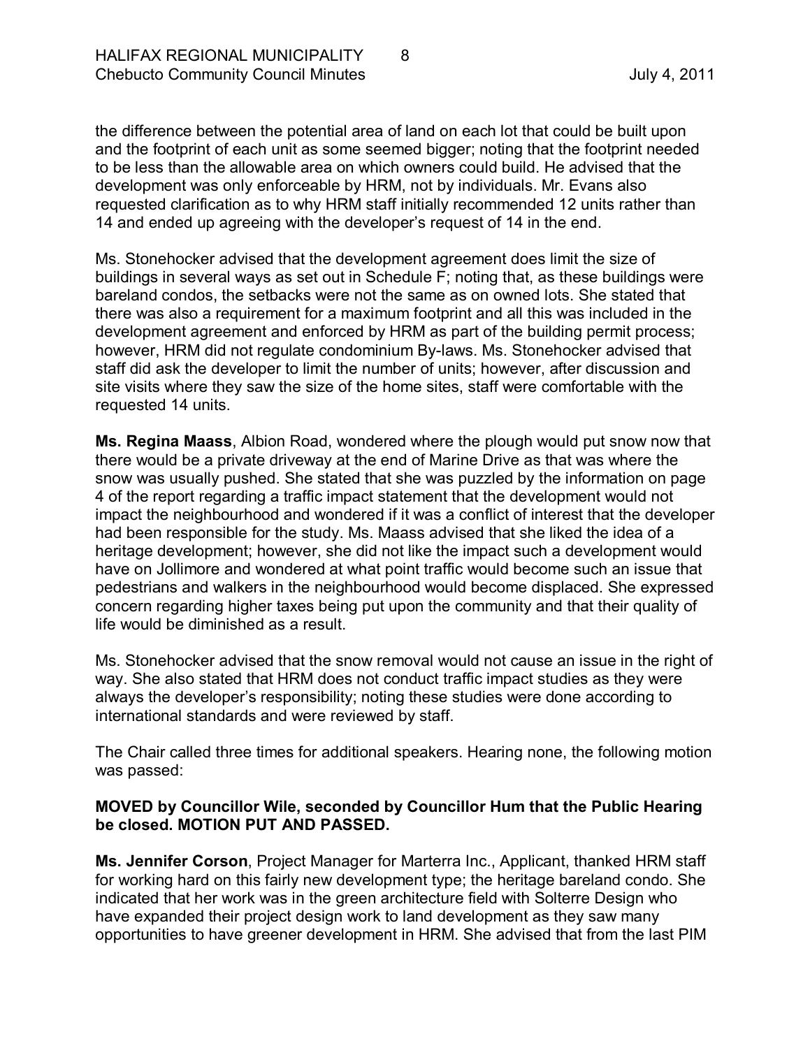the difference between the potential area of land on each lot that could be built upon and the footprint of each unit as some seemed bigger; noting that the footprint needed to be less than the allowable area on which owners could build. He advised that the development was only enforceable by HRM, not by individuals. Mr. Evans also requested clarification as to why HRM staff initially recommended 12 units rather than 14 and ended up agreeing with the developer's request of 14 in the end.

Ms. Stonehocker advised that the development agreement does limit the size of buildings in several ways as set out in Schedule F; noting that, as these buildings were bareland condos, the setbacks were not the same as on owned lots. She stated that there was also a requirement for a maximum footprint and all this was included in the development agreement and enforced by HRM as part of the building permit process; however, HRM did not regulate condominium By-laws. Ms. Stonehocker advised that staff did ask the developer to limit the number of units; however, after discussion and site visits where they saw the size of the home sites, staff were comfortable with the requested 14 units.

**Ms. Regina Maass**, Albion Road, wondered where the plough would put snow now that there would be a private driveway at the end of Marine Drive as that was where the snow was usually pushed. She stated that she was puzzled by the information on page 4 of the report regarding a traffic impact statement that the development would not impact the neighbourhood and wondered if it was a conflict of interest that the developer had been responsible for the study. Ms. Maass advised that she liked the idea of a heritage development; however, she did not like the impact such a development would have on Jollimore and wondered at what point traffic would become such an issue that pedestrians and walkers in the neighbourhood would become displaced. She expressed concern regarding higher taxes being put upon the community and that their quality of life would be diminished as a result.

Ms. Stonehocker advised that the snow removal would not cause an issue in the right of way. She also stated that HRM does not conduct traffic impact studies as they were always the developer's responsibility; noting these studies were done according to international standards and were reviewed by staff.

The Chair called three times for additional speakers. Hearing none, the following motion was passed:

**MOVED by Councillor Wile, seconded by Councillor Hum that the Public Hearing be closed. MOTION PUT AND PASSED.**

**Ms. Jennifer Corson**, Project Manager for Marterra Inc., Applicant, thanked HRM staff for working hard on this fairly new development type; the heritage bareland condo. She indicated that her work was in the green architecture field with Solterre Design who have expanded their project design work to land development as they saw many opportunities to have greener development in HRM. She advised that from the last PIM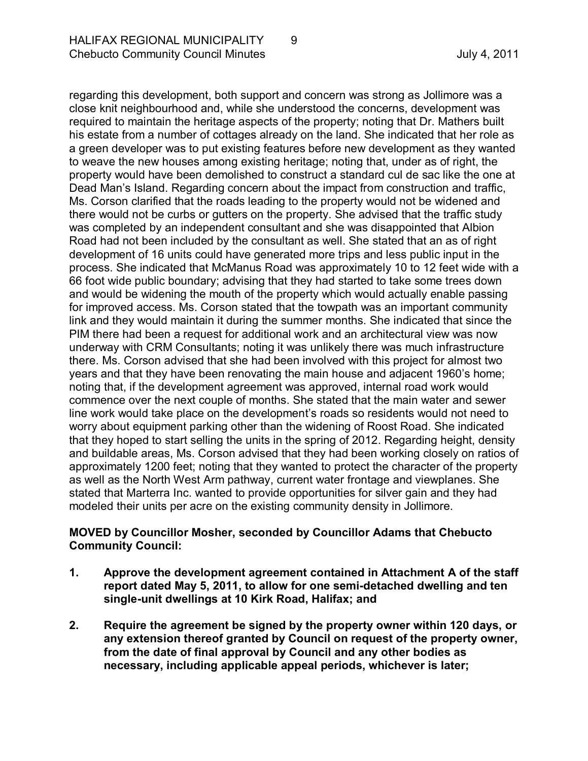regarding this development, both support and concern was strong as Jollimore was a close knit neighbourhood and, while she understood the concerns, development was required to maintain the heritage aspects of the property; noting that Dr. Mathers built his estate from a number of cottages already on the land. She indicated that her role as a green developer was to put existing features before new development as they wanted to weave the new houses among existing heritage; noting that, under as of right, the property would have been demolished to construct a standard cul de sac like the one at Dead Man's Island. Regarding concern about the impact from construction and traffic, Ms. Corson clarified that the roads leading to the property would not be widened and there would not be curbs or gutters on the property. She advised that the traffic study was completed by an independent consultant and she was disappointed that Albion Road had not been included by the consultant as well. She stated that an as of right development of 16 units could have generated more trips and less public input in the process. She indicated that McManus Road was approximately 10 to 12 feet wide with a 66 foot wide public boundary; advising that they had started to take some trees down and would be widening the mouth of the property which would actually enable passing for improved access. Ms. Corson stated that the towpath was an important community link and they would maintain it during the summer months. She indicated that since the PIM there had been a request for additional work and an architectural view was now underway with CRM Consultants; noting it was unlikely there was much infrastructure there. Ms. Corson advised that she had been involved with this project for almost two years and that they have been renovating the main house and adjacent 1960's home; noting that, if the development agreement was approved, internal road work would commence over the next couple of months. She stated that the main water and sewer line work would take place on the development's roads so residents would not need to worry about equipment parking other than the widening of Roost Road. She indicated that they hoped to start selling the units in the spring of 2012. Regarding height, density and buildable areas, Ms. Corson advised that they had been working closely on ratios of approximately 1200 feet; noting that they wanted to protect the character of the property as well as the North West Arm pathway, current water frontage and viewplanes. She stated that Marterra Inc. wanted to provide opportunities for silver gain and they had modeled their units per acre on the existing community density in Jollimore.

**MOVED by Councillor Mosher, seconded by Councillor Adams that Chebucto Community Council:**

1. **Approve the development agreement contained in Attachment A of the staff report dated May 5, 2011, to allow for one semi-detached dwelling and ten single-unit dwellings at 10 Kirk Road, Halifax; and**

2. **Require the agreement be signed by the property owner within 120 days, or any extension thereof granted by Council on request of the property owner, from the date of final approval by Council and any other bodies as necessary, including applicable appeal periods, whichever is later;**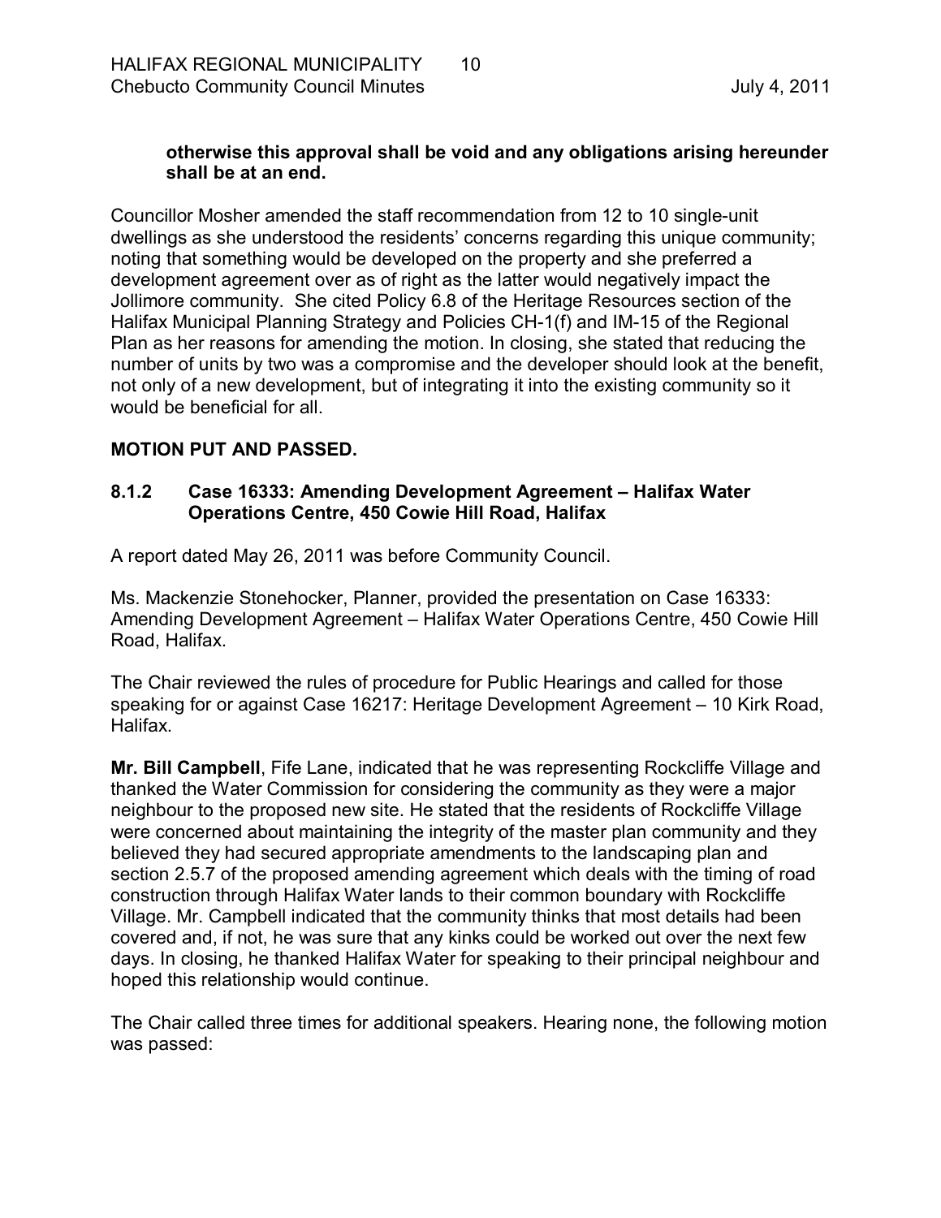**otherwise this approval shall be void and any obligations arising hereunder shall be at an end.**

Councillor Mosher amended the staff recommendation from 12 to 10 single-unit dwellings as she understood the residents' concerns regarding this unique community; noting that something would be developed on the property and she preferred a development agreement over as of right as the latter would negatively impact the Jollimore community. She cited Policy 6.8 of the Heritage Resources section of the Halifax Municipal Planning Strategy and Policies CH-1(f) and IM-15 of the Regional Plan as her reasons for amending the motion. In closing, she stated that reducing the number of units by two was a compromise and the developer should look at the benefit, not only of a new development, but of integrating it into the existing community so it would be beneficial for all.

**MOTION PUT AND PASSED.**

### 8.1.2 Case 16333: Amending Development Agreement – Halifax Water Operations Centre, 450 Cowie Hill Road, Halifax

A report dated May 26, 2011 was before Community Council.

Ms. Mackenzie Stonehocker, Planner, provided the presentation on Case 16333: Amending Development Agreement – Halifax Water Operations Centre, 450 Cowie Hill Road, Halifax.

The Chair reviewed the rules of procedure for Public Hearings and called for those speaking for or against Case 16217: Heritage Development Agreement – 10 Kirk Road, Halifax.

**Mr. Bill Campbell**, Fife Lane, indicated that he was representing Rockcliffe Village and thanked the Water Commission for considering the community as they were a major neighbour to the proposed new site. He stated that the residents of Rockcliffe Village were concerned about maintaining the integrity of the master plan community and they believed they had secured appropriate amendments to the landscaping plan and section 2.5.7 of the proposed amending agreement which deals with the timing of road construction through Halifax Water lands to their common boundary with Rockcliffe Village. Mr. Campbell indicated that the community thinks that most details had been covered and, if not, he was sure that any kinks could be worked out over the next few days. In closing, he thanked Halifax Water for speaking to their principal neighbour and hoped this relationship would continue.

The Chair called three times for additional speakers. Hearing none, the following motion was passed: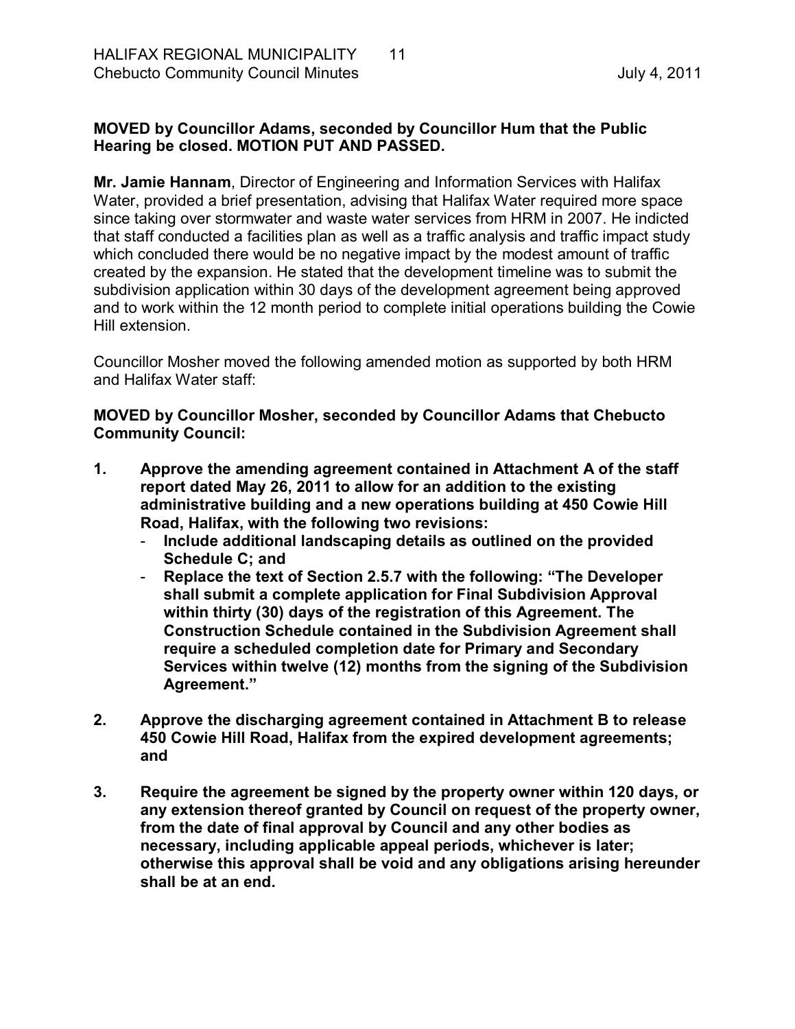**MOVED by Councillor Adams, seconded by Councillor Hum that the Public Hearing be closed. MOTION PUT AND PASSED.**

**Mr. Jamie Hannam**, Director of Engineering and Information Services with Halifax Water, provided a brief presentation, advising that Halifax Water required more space since taking over stormwater and waste water services from HRM in 2007. He indicted that staff conducted a facilities plan as well as a traffic analysis and traffic impact study which concluded there would be no negative impact by the modest amount of traffic created by the expansion. He stated that the development timeline was to submit the subdivision application within 30 days of the development agreement being approved and to work within the 12 month period to complete initial operations building the Cowie Hill extension.

Councillor Mosher moved the following amended motion as supported by both HRM and Halifax Water staff:

**MOVED by Councillor Mosher, seconded by Councillor Adams that Chebucto Community Council:**

1. **Approve the amending agreement contained in Attachment A of the staff report dated May 26, 2011 to allow for an addition to the existing administrative building and a new operations building at 450 Cowie Hill Road, Halifax, with the following two revisions:**
   - **Include additional landscaping details as outlined on the provided Schedule C; and**
   - **Replace the text of Section 2.5.7 with the following: "The Developer shall submit a complete application for Final Subdivision Approval within thirty (30) days of the registration of this Agreement. The Construction Schedule contained in the Subdivision Agreement shall require a scheduled completion date for Primary and Secondary Services within twelve (12) months from the signing of the Subdivision Agreement."**

2. **Approve the discharging agreement contained in Attachment B to release 450 Cowie Hill Road, Halifax from the expired development agreements; and**

3. **Require the agreement be signed by the property owner within 120 days, or any extension thereof granted by Council on request of the property owner, from the date of final approval by Council and any other bodies as necessary, including applicable appeal periods, whichever is later; otherwise this approval shall be void and any obligations arising hereunder shall be at an end.**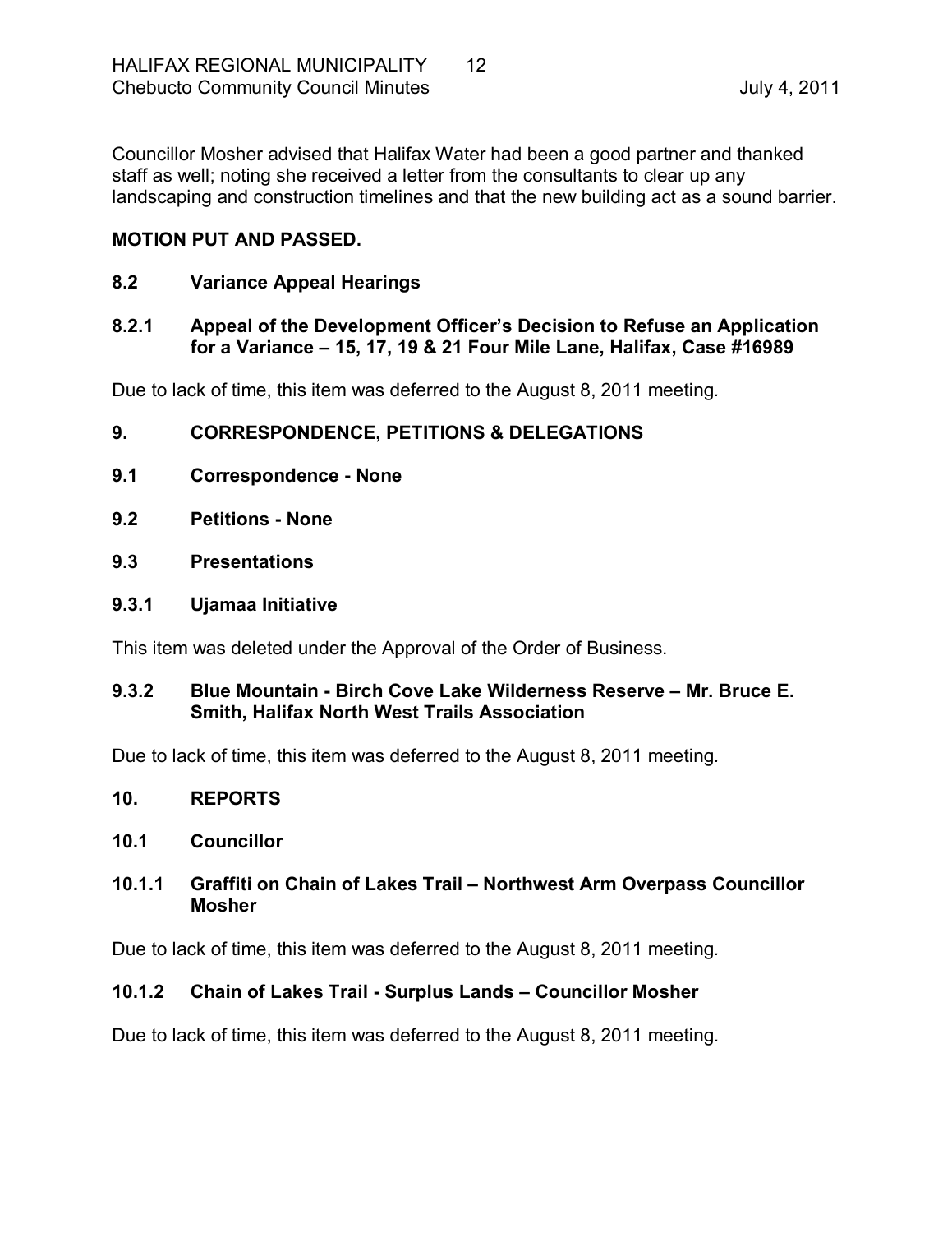Councillor Mosher advised that Halifax Water had been a good partner and thanked staff as well; noting she received a letter from the consultants to clear up any landscaping and construction timelines and that the new building act as a sound barrier.

**MOTION PUT AND PASSED.**

## 8.2 Variance Appeal Hearings

### 8.2.1 Appeal of the Development Officer's Decision to Refuse an Application for a Variance – 15, 17, 19 & 21 Four Mile Lane, Halifax, Case #16989

Due to lack of time, this item was deferred to the August 8, 2011 meeting.

## 9. CORRESPONDENCE, PETITIONS & DELEGATIONS

## 9.1 Correspondence - None

## 9.2 Petitions - None

## 9.3 Presentations

### 9.3.1 Ujamaa Initiative

This item was deleted under the Approval of the Order of Business.

### 9.3.2 Blue Mountain - Birch Cove Lake Wilderness Reserve – Mr. Bruce E. Smith, Halifax North West Trails Association

Due to lack of time, this item was deferred to the August 8, 2011 meeting.

## 10. REPORTS

## 10.1 Councillor

### 10.1.1 Graffiti on Chain of Lakes Trail – Northwest Arm Overpass Councillor Mosher

Due to lack of time, this item was deferred to the August 8, 2011 meeting.

### 10.1.2 Chain of Lakes Trail - Surplus Lands – Councillor Mosher

Due to lack of time, this item was deferred to the August 8, 2011 meeting.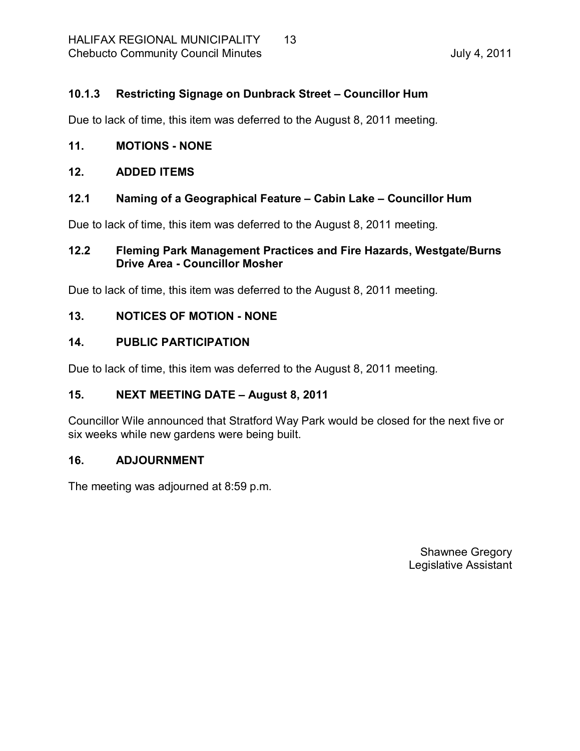### 10.1.3 Restricting Signage on Dunbrack Street – Councillor Hum

Due to lack of time, this item was deferred to the August 8, 2011 meeting.

## 11. MOTIONS - NONE

## 12. ADDED ITEMS

### 12.1 Naming of a Geographical Feature – Cabin Lake – Councillor Hum

Due to lack of time, this item was deferred to the August 8, 2011 meeting.

### 12.2 Fleming Park Management Practices and Fire Hazards, Westgate/Burns Drive Area - Councillor Mosher

Due to lack of time, this item was deferred to the August 8, 2011 meeting.

## 13. NOTICES OF MOTION - NONE

## 14. PUBLIC PARTICIPATION

Due to lack of time, this item was deferred to the August 8, 2011 meeting.

## 15. NEXT MEETING DATE – August 8, 2011

Councillor Wile announced that Stratford Way Park would be closed for the next five or six weeks while new gardens were being built.

## 16. ADJOURNMENT

The meeting was adjourned at 8:59 p.m.

Shawnee Gregory
Legislative Assistant